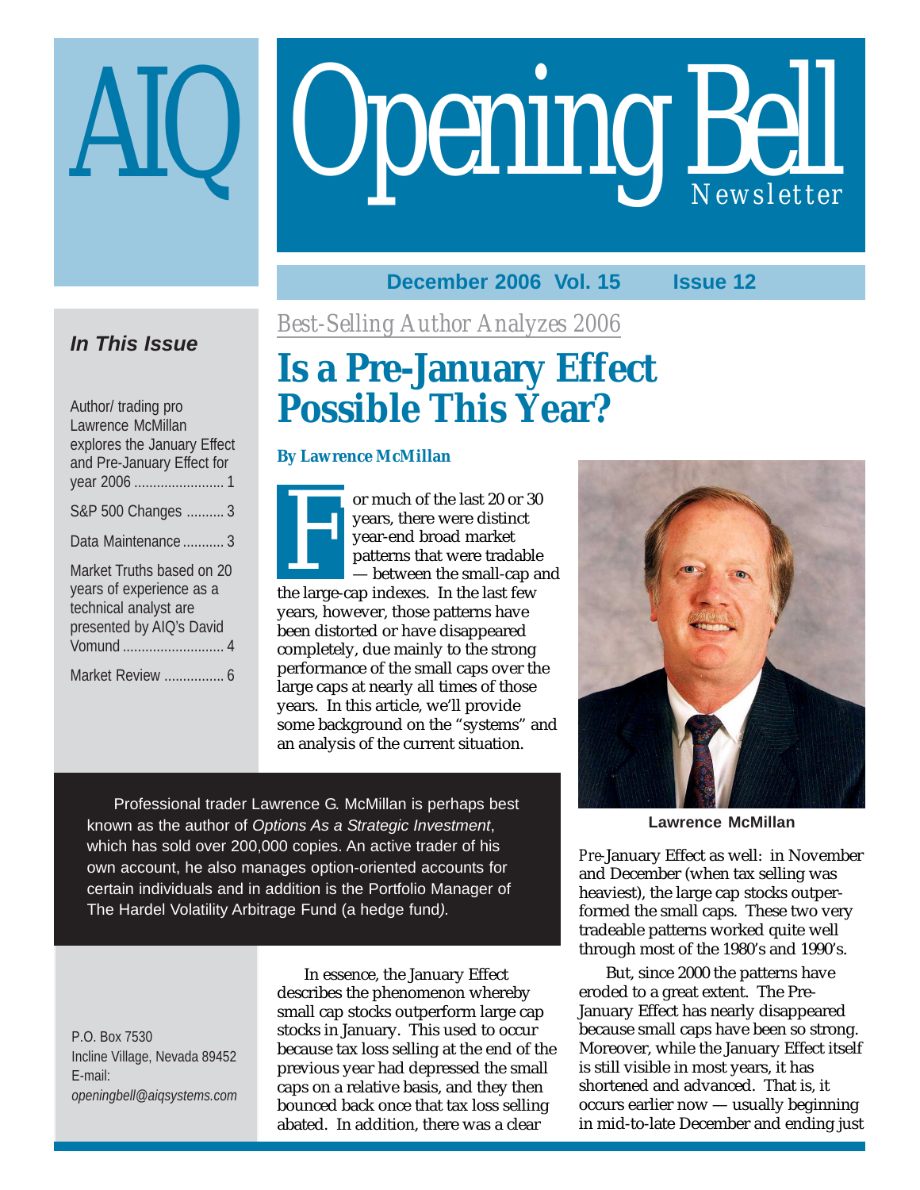# AIQ Opening Bell Newsletter

**December 2006 Vol. 15 Issue 12**

### In This Issue

Author/ trading pro Lawrence McMillan explores the January Effect and Pre-January Effect for year 2006 ........................ 1

S&P 500 Changes .......... 3

Data Maintenance ........... 3

Market Truths based on 20 years of experience as a technical analyst are presented by AIQ's David Vomund ........................... 4

Market Review ................ 6

P.O. Box 7530
Incline Village, Nevada 89452
E-mail:
*openingbell@aiqsystems.com*

*Best-Selling Author Analyzes 2006*

# Is a Pre-January Effect Possible This Year?

**By Lawrence McMillan**

For much of the last 20 or 30 years, there were distinct year-end broad market patterns that were tradable — between the small-cap and the large-cap indexes. In the last few years, however, those patterns have been distorted or have disappeared completely, due mainly to the strong performance of the small caps over the large caps at nearly all times of those years. In this article, we'll provide some background on the "systems" and an analysis of the current situation.

Professional trader Lawrence G. McMillan is perhaps best known as the author of *Options As a Strategic Investment*, which has sold over 200,000 copies. An active trader of his own account, he also manages option-oriented accounts for certain individuals and in addition is the Portfolio Manager of The Hardel Volatility Arbitrage Fund (a hedge fund*).*

**Lawrence McMillan**

In essence, the January Effect describes the phenomenon whereby small cap stocks outperform large cap stocks in January. This used to occur because tax loss selling at the end of the previous year had depressed the small caps on a relative basis, and they then bounced back once that tax loss selling abated. In addition, there was a clear *Pre*-January Effect as well: in November and December (when tax selling was heaviest), the large cap stocks outperformed the small caps. These two very tradeable patterns worked quite well through most of the 1980's and 1990's.

But, since 2000 the patterns have eroded to a great extent. The Pre-January Effect has nearly disappeared because small caps have been so strong. Moreover, while the January Effect itself is still visible in most years, it has shortened and advanced. That is, it occurs earlier now — usually beginning in mid-to-late December and ending just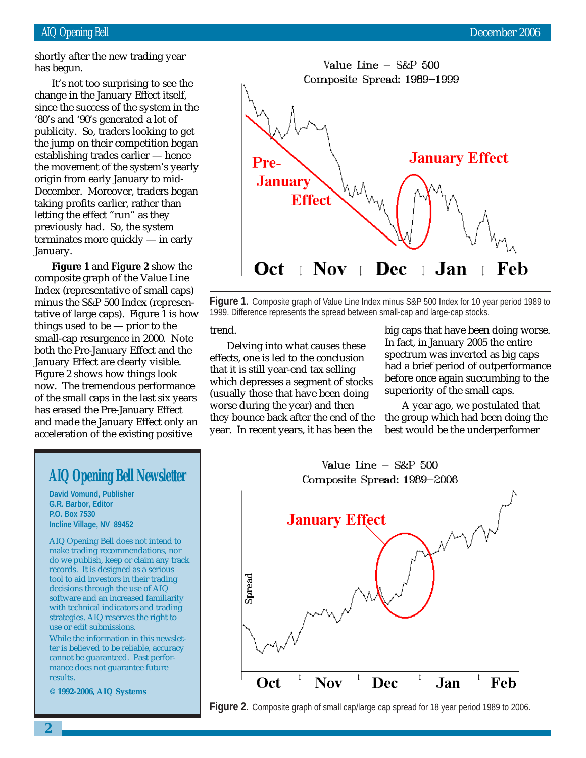shortly after the new trading year has begun.

It's not too surprising to see the change in the January Effect itself, since the success of the system in the '80's and '90's generated a lot of publicity. So, traders looking to get the jump on their competition began establishing trades earlier — hence the movement of the system's yearly origin from early January to mid-December. Moreover, traders began taking profits earlier, rather than letting the effect "run" as they previously had. So, the system terminates more quickly — in early January.

**Figure 1** and **Figure 2** show the composite graph of the Value Line Index (representative of small caps) minus the S&P 500 Index (representative of large caps). Figure 1 is how things used to be — prior to the small-cap resurgence in 2000. Note both the Pre-January Effect and the January Effect are clearly visible. Figure 2 shows how things look now. The tremendous performance of the small caps in the last six years has erased the Pre-January Effect and made the January Effect only an acceleration of the existing positive trend.

**Figure 1.** Composite graph of Value Line Index minus S&P 500 Index for 10 year period 1989 to 1999. Difference represents the spread between small-cap and large-cap stocks.

Delving into what causes these effects, one is led to the conclusion that it is still year-end tax selling which depresses a segment of stocks (usually those that have been doing worse during the year) and then they bounce back after the end of the year. In recent years, it has been the big caps that have been doing worse. In fact, in January 2005 the entire spectrum was inverted as big caps had a brief period of outperformance before once again succumbing to the superiority of the small caps.

A year ago, we postulated that the group which had been doing the best would be the underperformer

**Figure 2.** Composite graph of small cap/large cap spread for 18 year period 1989 to 2006.

## AIQ Opening Bell Newsletter

**David Vomund, Publisher**
**G.R. Barbor, Editor**
**P.O. Box 7530**
**Incline Village, NV 89452**

AIQ Opening Bell does not intend to make trading recommendations, nor do we publish, keep or claim any track records. It is designed as a serious tool to aid investors in their trading decisions through the use of AIQ software and an increased familiarity with technical indicators and trading strategies. AIQ reserves the right to use or edit submissions.

While the information in this newsletter is believed to be reliable, accuracy cannot be guaranteed. Past performance does not guarantee future results.

**© 1992-2006, AIQ Systems**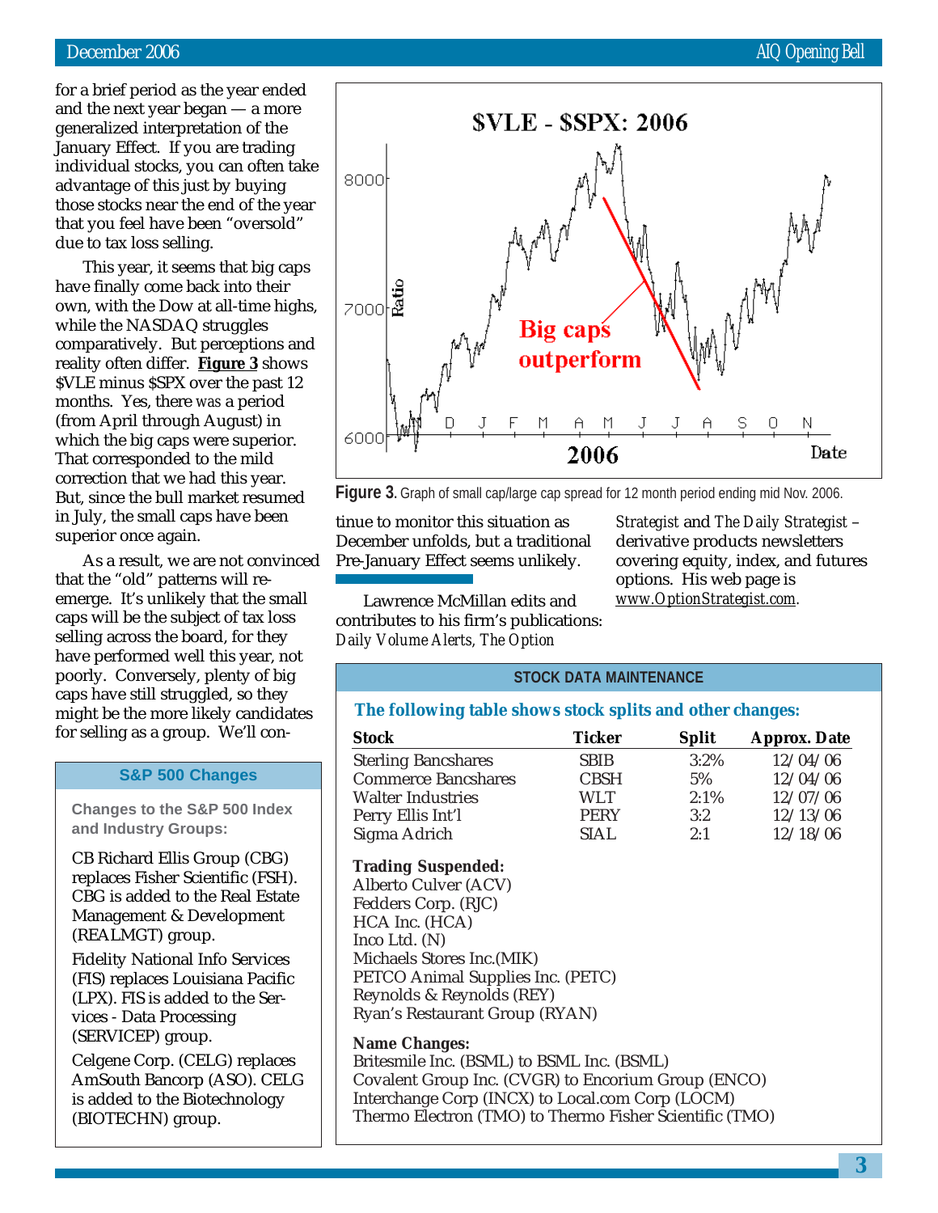for a brief period as the year ended and the next year began — a more generalized interpretation of the January Effect. If you are trading individual stocks, you can often take advantage of this just by buying those stocks near the end of the year that you feel have been "oversold" due to tax loss selling.

This year, it seems that big caps have finally come back into their own, with the Dow at all-time highs, while the NASDAQ struggles comparatively. But perceptions and reality often differ. **Figure 3** shows \$VLE minus \$SPX over the past 12 months. Yes, there *was* a period (from April through August) in which the big caps were superior. That corresponded to the mild correction that we had this year. But, since the bull market resumed in July, the small caps have been superior once again.

As a result, we are not convinced that the "old" patterns will re-emerge. It's unlikely that the small caps will be the subject of tax loss selling across the board, for they have performed well this year, not poorly. Conversely, plenty of big caps have still struggled, so they might be the more likely candidates for selling as a group. We'll continue to monitor this situation as December unfolds, but a traditional Pre-January Effect seems unlikely.

**Figure 3**. Graph of small cap/large cap spread for 12 month period ending mid Nov. 2006.

Lawrence McMillan edits and contributes to his firm's publications: *Daily Volume Alerts*, *The Option Strategist* and *The Daily Strategist* – derivative products newsletters covering equity, index, and futures options. His web page is www.OptionStrategist.com.

## S&P 500 Changes

**Changes to the S&P 500 Index and Industry Groups:**

CB Richard Ellis Group (CBG) replaces Fisher Scientific (FSH). CBG is added to the Real Estate Management & Development (REALMGT) group.

Fidelity National Info Services (FIS) replaces Louisiana Pacific (LPX). FIS is added to the Services - Data Processing (SERVICEP) group.

Celgene Corp. (CELG) replaces AmSouth Bancorp (ASO). CELG is added to the Biotechnology (BIOTECHN) group.

## STOCK DATA MAINTENANCE

**The following table shows stock splits and other changes:**

| Stock | Ticker | Split | Approx. Date |
|---|---|---|---|
| Sterling Bancshares | SBIB | 3:2% | 12/04/06 |
| Commerce Bancshares | CBSH | 5% | 12/04/06 |
| Walter Industries | WLT | 2:1% | 12/07/06 |
| Perry Ellis Int'l | PERY | 3:2 | 12/13/06 |
| Sigma Adrich | SIAL | 2:1 | 12/18/06 |

**Trading Suspended:**
Alberto Culver (ACV)
Fedders Corp. (RJC)
HCA Inc. (HCA)
Inco Ltd. (N)
Michaels Stores Inc.(MIK)
PETCO Animal Supplies Inc. (PETC)
Reynolds & Reynolds (REY)
Ryan's Restaurant Group (RYAN)

**Name Changes:**
Britesmile Inc. (BSML) to BSML Inc. (BSML)
Covalent Group Inc. (CVGR) to Encorium Group (ENCO)
Interchange Corp (INCX) to Local.com Corp (LOCM)
Thermo Electron (TMO) to Thermo Fisher Scientific (TMO)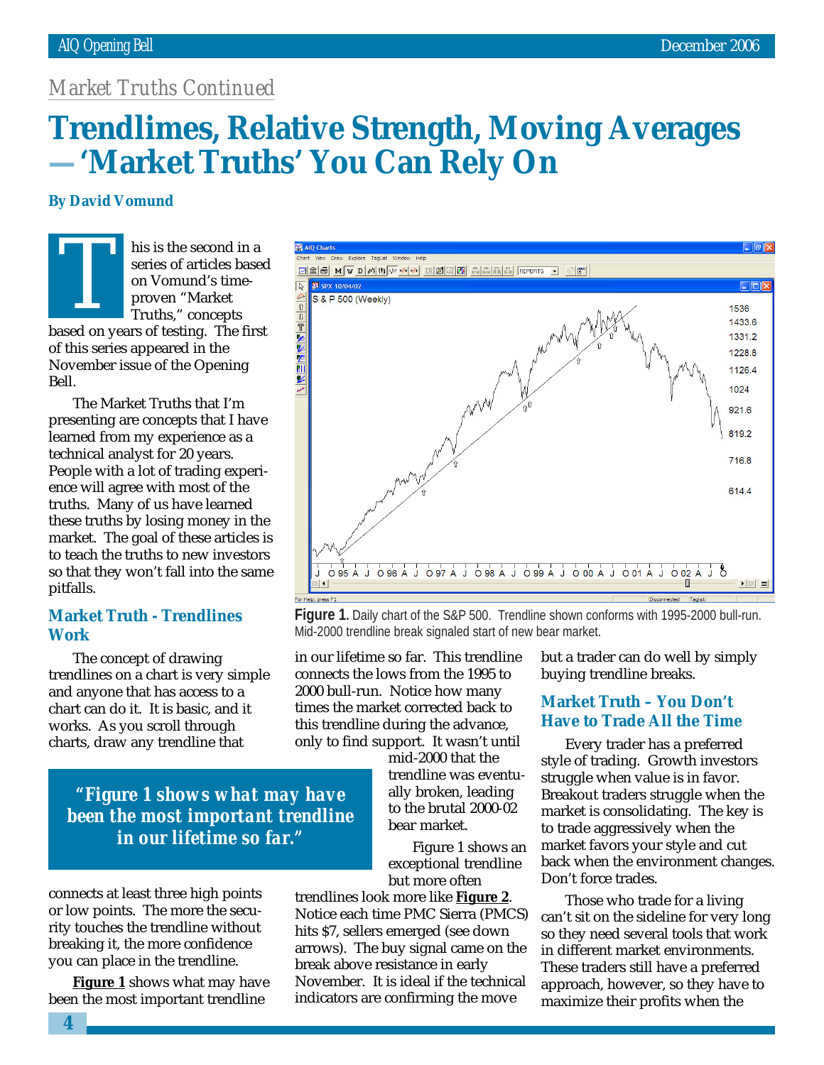*Market Truths Continued*

# Trendlimes, Relative Strength, Moving Averages —'Market Truths' You Can Rely On

**By David Vomund**

This is the second in a series of articles based on Vomund's time-proven "Market Truths," concepts based on years of testing. The first of this series appeared in the November issue of the Opening Bell.

The Market Truths that I'm presenting are concepts that I have learned from my experience as a technical analyst for 20 years. People with a lot of trading experience will agree with most of the truths. Many of us have learned these truths by losing money in the market. The goal of these articles is to teach the truths to new investors so that they won't fall into the same pitfalls.

## Market Truth - Trendlines Work

The concept of drawing trendlines on a chart is very simple and anyone that has access to a chart can do it. It is basic, and it works. As you scroll through charts, draw any trendline that connects at least three high points or low points. The more the security touches the trendline without breaking it, the more confidence you can place in the trendline.

**Figure 1** shows what may have been the most important trendline in our lifetime so far. This trendline connects the lows from the 1995 to 2000 bull-run. Notice how many times the market corrected back to this trendline during the advance, only to find support. It wasn't until mid-2000 that the trendline was eventually broken, leading to the brutal 2000-02 bear market.

> ***"Figure 1 shows what may have been the most important trendline in our lifetime so far."***

**Figure 1.** Daily chart of the S&P 500. Trendline shown conforms with 1995-2000 bull-run. Mid-2000 trendline break signaled start of new bear market.

Figure 1 shows an exceptional trendline but more often trendlines look more like **Figure 2**. Notice each time PMC Sierra (PMCS) hits $7, sellers emerged (see down arrows). The buy signal came on the break above resistance in early November. It is ideal if the technical indicators are confirming the move but a trader can do well by simply buying trendline breaks.

## Market Truth – You Don't Have to Trade All the Time

Every trader has a preferred style of trading. Growth investors struggle when value is in favor. Breakout traders struggle when the market is consolidating. The key is to trade aggressively when the market favors your style and cut back when the environment changes. Don't force trades.

Those who trade for a living can't sit on the sideline for very long so they need several tools that work in different market environments. These traders still have a preferred approach, however, so they have to maximize their profits when the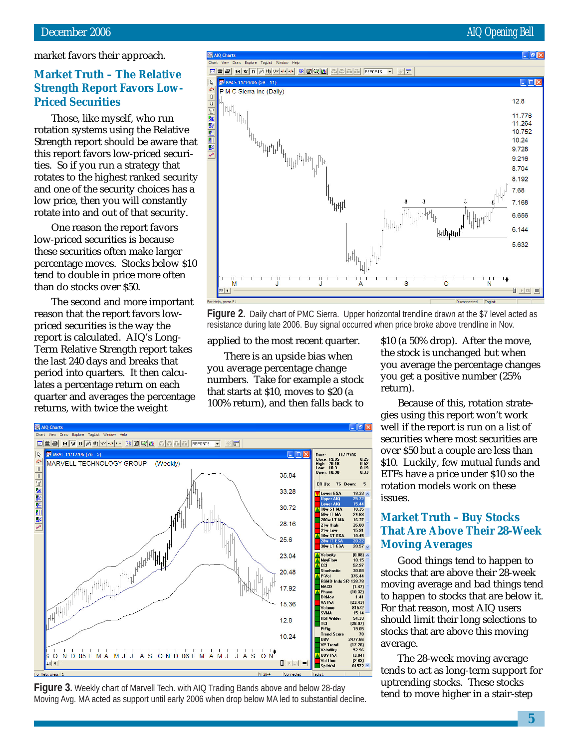market favors their approach.

## Market Truth – The Relative Strength Report Favors Low-Priced Securities

Those, like myself, who run rotation systems using the Relative Strength report should be aware that this report favors low-priced securities. So if you run a strategy that rotates to the highest ranked security and one of the security choices has a low price, then you will constantly rotate into and out of that security.

One reason the report favors low-priced securities is because these securities often make larger percentage moves. Stocks below $10 tend to double in price more often than do stocks over $50.

The second and more important reason that the report favors low-priced securities is the way the report is calculated. AIQ's Long-Term Relative Strength report takes the last 240 days and breaks that period into quarters. It then calculates a percentage return on each quarter and averages the percentage returns, with twice the weight applied to the most recent quarter.

There is an upside bias when you average percentage change numbers. Take for example a stock that starts at $10, moves to $20 (a 100% return), and then falls back to $10 (a 50% drop). After the move, the stock is unchanged but when you average the percentage changes you get a positive number (25% return).

Because of this, rotation strategies using this report won't work well if the report is run on a list of securities where most securities are over $50 but a couple are less than $10. Luckily, few mutual funds and ETFs have a price under $10 so the rotation models work on these issues.

**Figure 2.** Daily chart of PMC Sierra. Upper horizontal trendline drawn at the $7 level acted as resistance during late 2006. Buy signal occurred when price broke above trendline in Nov.

**Figure 3.** Weekly chart of Marvell Tech. with AIQ Trading Bands above and below 28-day Moving Avg. MA acted as support until early 2006 when drop below MA led to substantial decline.

## Market Truth – Buy Stocks That Are Above Their 28-Week Moving Averages

Good things tend to happen to stocks that are above their 28-week moving average and bad things tend to happen to stocks that are below it. For that reason, most AIQ users should limit their long selections to stocks that are above this moving average.

The 28-week moving average tends to act as long-term support for uptrending stocks. These stocks tend to move higher in a stair-step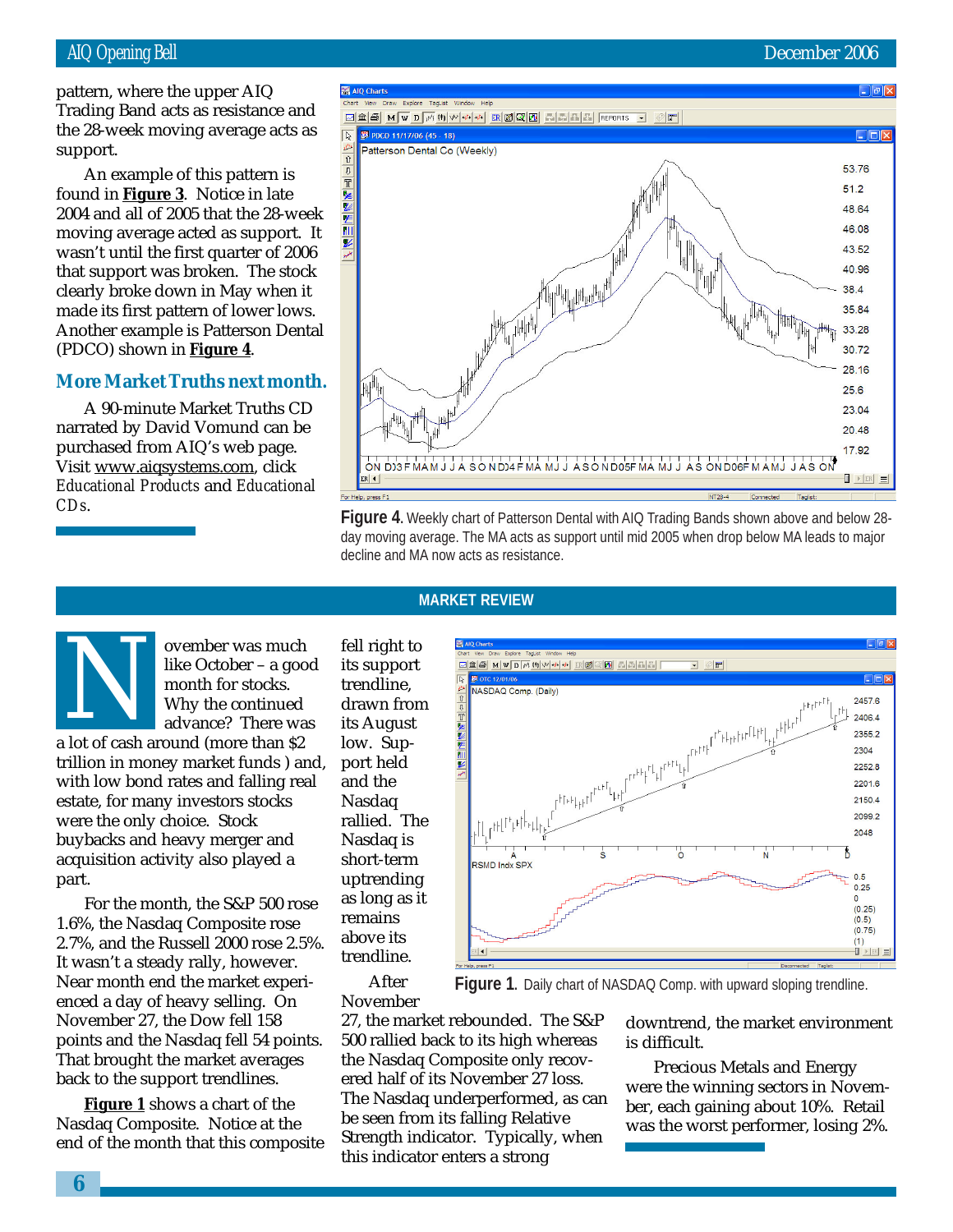pattern, where the upper AIQ Trading Band acts as resistance and the 28-week moving average acts as support.

An example of this pattern is found in **Figure 3**. Notice in late 2004 and all of 2005 that the 28-week moving average acted as support. It wasn't until the first quarter of 2006 that support was broken. The stock clearly broke down in May when it made its first pattern of lower lows. Another example is Patterson Dental (PDCO) shown in **Figure 4**.

### More Market Truths next month.

A 90-minute Market Truths CD narrated by David Vomund can be purchased from AIQ's web page. Visit www.aiqsystems.com, click *Educational Products* and *Educational CDs*.

AIQ Charts
PDCO 11/17/06 (45 - 18)
Patterson Dental Co (Weekly)
53.76
51.2
48.64
46.08
43.52
40.96
38.4
35.84
33.28
30.72
28.16
25.6
23.04
20.48
17.92
O N D 03 F M A M J J A S O N D 04 F M A M J J A S O N D 05 F M A M J J A S O N D 06 F M A M J J A S O N

**Figure 4.** Weekly chart of Patterson Dental with AIQ Trading Bands shown above and below 28-day moving average. The MA acts as support until mid 2005 when drop below MA leads to major decline and MA now acts as resistance.

## MARKET REVIEW

November was much like October – a good month for stocks. Why the continued advance? There was a lot of cash around (more than $2 trillion in money market funds ) and, with low bond rates and falling real estate, for many investors stocks were the only choice. Stock buybacks and heavy merger and acquisition activity also played a part.

For the month, the S&P 500 rose 1.6%, the Nasdaq Composite rose 2.7%, and the Russell 2000 rose 2.5%. It wasn't a steady rally, however. Near month end the market experienced a day of heavy selling. On November 27, the Dow fell 158 points and the Nasdaq fell 54 points. That brought the market averages back to the support trendlines.

**Figure 1** shows a chart of the Nasdaq Composite. Notice at the end of the month that this composite fell right to its support trendline, drawn from its August low. Support held and the Nasdaq rallied. The Nasdaq is short-term uptrending as long as it remains above its trendline.

After November 27, the market rebounded. The S&P 500 rallied back to its high whereas the Nasdaq Composite only recovered half of its November 27 loss. The Nasdaq underperformed, as can be seen from its falling Relative Strength indicator. Typically, when this indicator enters a strong downtrend, the market environment is difficult.

Precious Metals and Energy were the winning sectors in November, each gaining about 10%. Retail was the worst performer, losing 2%.

AIQ Charts
OTC 12/01/06
NASDAQ Comp. (Daily)
2457.6
2406.4
2355.2
2304
2252.8
2201.6
2150.4
2099.2
2048
A S O N D
RSMD Indx SPX
0.5
0.25
0
(0.25)
(0.5)
(0.75)
(1)

**Figure 1.** Daily chart of NASDAQ Comp. with upward sloping trendline.